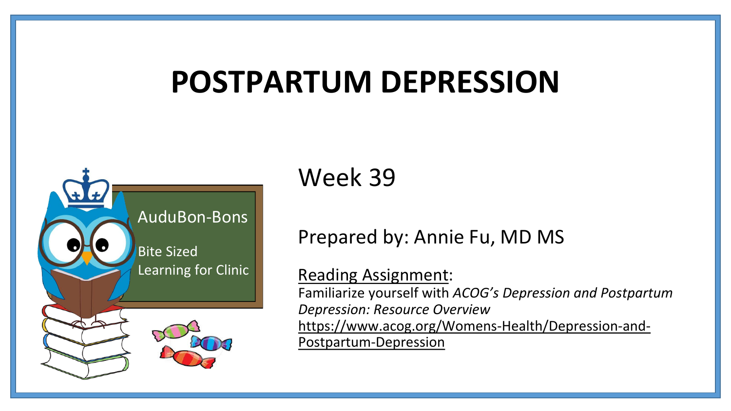# POSTPARTUM DEPRESSION

AuduBon-Bons

Bite Sized Learning for Clinic

Week 39

Prepared by: Annie Fu, MD MS

Reading Assignment:

Familiarize yourself with *ACOG's Depression and Postpartum Depression: Resource Overview*

https://www.acog.org/Womens-Health/Depression-and-Postpartum-Depression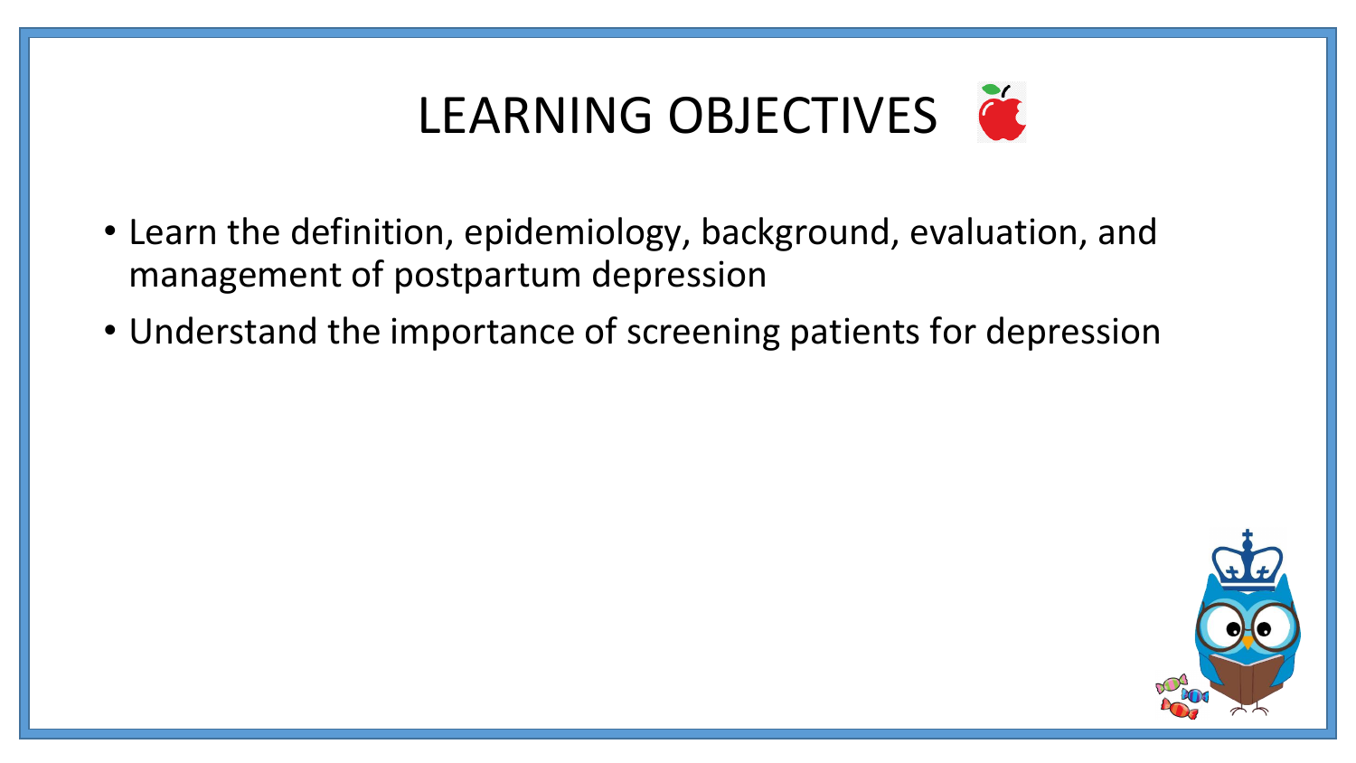# LEARNING OBJECTIVES

- Learn the definition, epidemiology, background, evaluation, and management of postpartum depression
- Understand the importance of screening patients for depression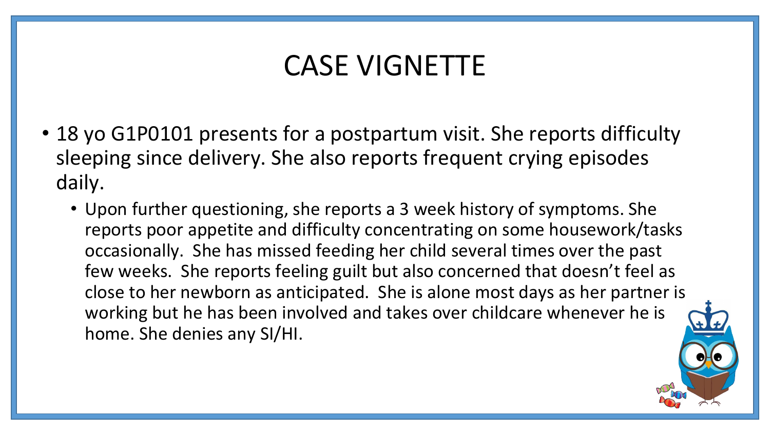# CASE VIGNETTE

- 18 yo G1P0101 presents for a postpartum visit. She reports difficulty sleeping since delivery. She also reports frequent crying episodes daily.
  - Upon further questioning, she reports a 3 week history of symptoms. She reports poor appetite and difficulty concentrating on some housework/tasks occasionally. She has missed feeding her child several times over the past few weeks. She reports feeling guilt but also concerned that doesn't feel as close to her newborn as anticipated. She is alone most days as her partner is working but he has been involved and takes over childcare whenever he is home. She denies any SI/HI.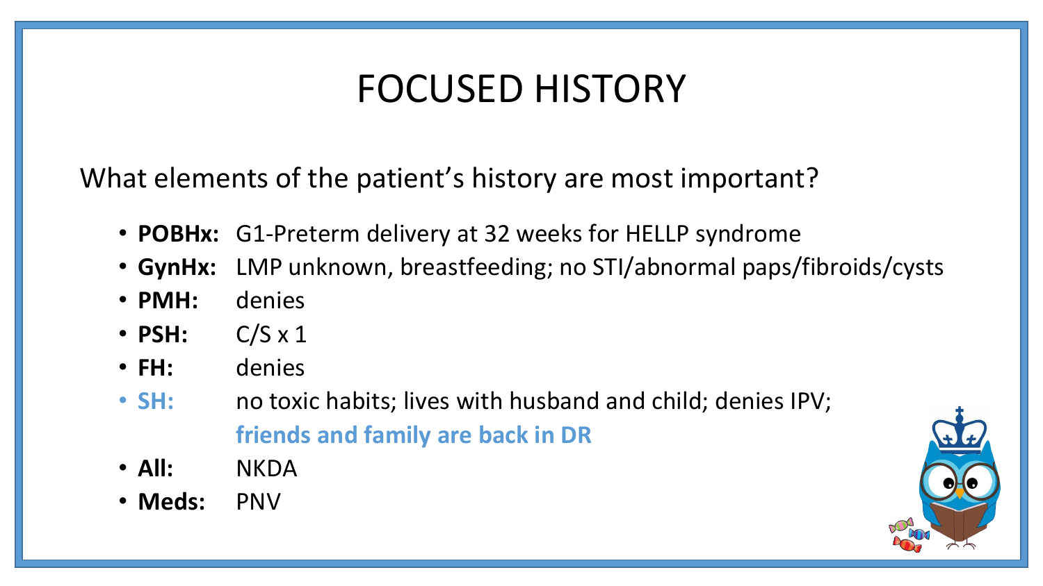# FOCUSED HISTORY

What elements of the patient's history are most important?

- **POBHx:** G1-Preterm delivery at 32 weeks for HELLP syndrome
- **GynHx:** LMP unknown, breastfeeding; no STI/abnormal paps/fibroids/cysts
- **PMH:** denies
- **PSH:** C/S x 1
- **FH:** denies
- **SH:** no toxic habits; lives with husband and child; denies IPV; **friends and family are back in DR**
- **All:** NKDA
- **Meds:** PNV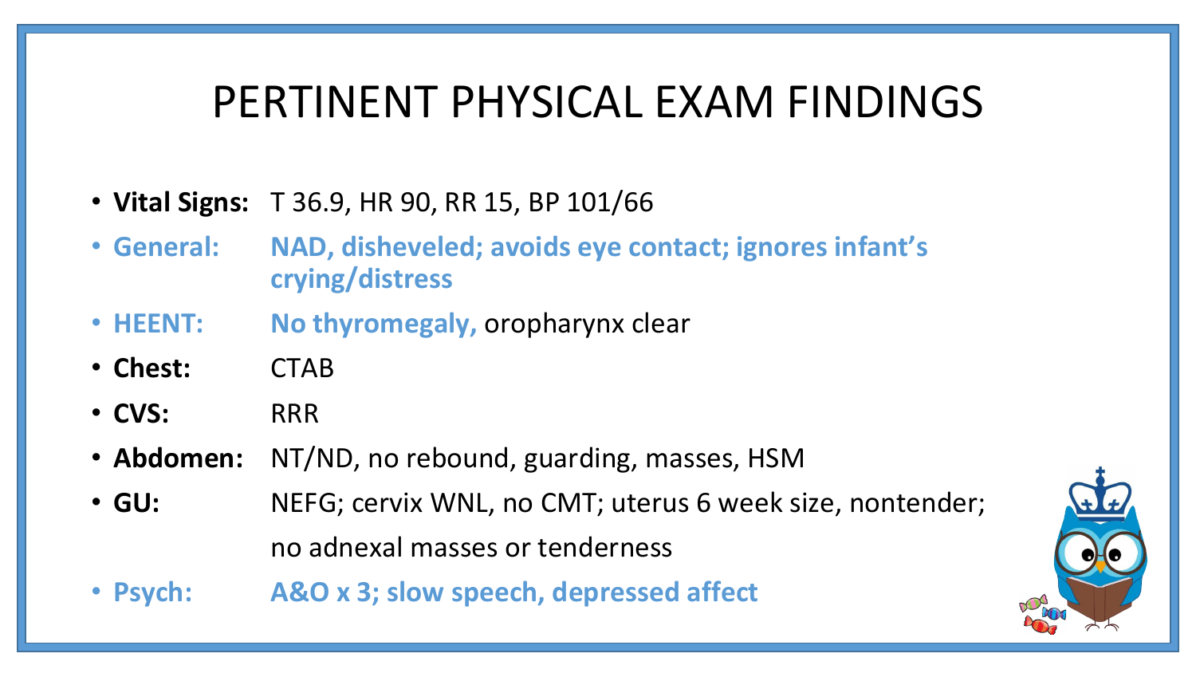# PERTINENT PHYSICAL EXAM FINDINGS

- **Vital Signs:** T 36.9, HR 90, RR 15, BP 101/66
- **General:** **NAD, disheveled; avoids eye contact; ignores infant's crying/distress**
- **HEENT:** **No thyromegaly,** oropharynx clear
- **Chest:** CTAB
- **CVS:** RRR
- **Abdomen:** NT/ND, no rebound, guarding, masses, HSM
- **GU:** NEFG; cervix WNL, no CMT; uterus 6 week size, nontender; no adnexal masses or tenderness
- **Psych:** **A&O x 3; slow speech, depressed affect**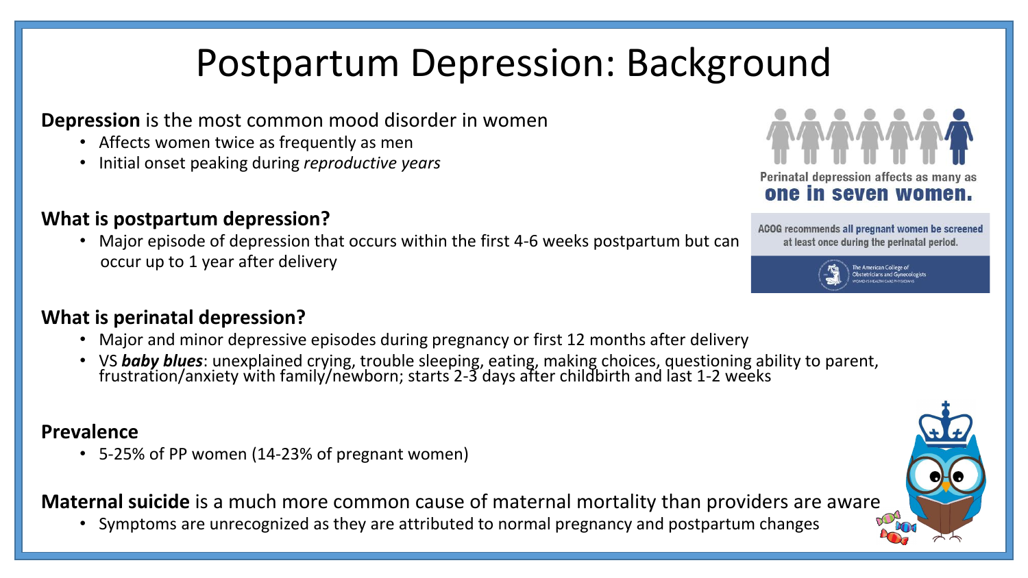# Postpartum Depression: Background

**Depression** is the most common mood disorder in women

- Affects women twice as frequently as men
- Initial onset peaking during *reproductive years*

Perinatal depression affects as many as **one in seven women.**

ACOG recommends **all pregnant women be screened** at least once during the perinatal period.

The American College of Obstetricians and Gynecologists
WOMEN'S HEALTH CARE PHYSICIANS

## What is postpartum depression?

- Major episode of depression that occurs within the first 4-6 weeks postpartum but can occur up to 1 year after delivery

## What is perinatal depression?

- Major and minor depressive episodes during pregnancy or first 12 months after delivery
- VS ***baby blues***: unexplained crying, trouble sleeping, eating, making choices, questioning ability to parent, frustration/anxiety with family/newborn; starts 2-3 days after childbirth and last 1-2 weeks

## Prevalence

- 5-25% of PP women (14-23% of pregnant women)

**Maternal suicide** is a much more common cause of maternal mortality than providers are aware

- Symptoms are unrecognized as they are attributed to normal pregnancy and postpartum changes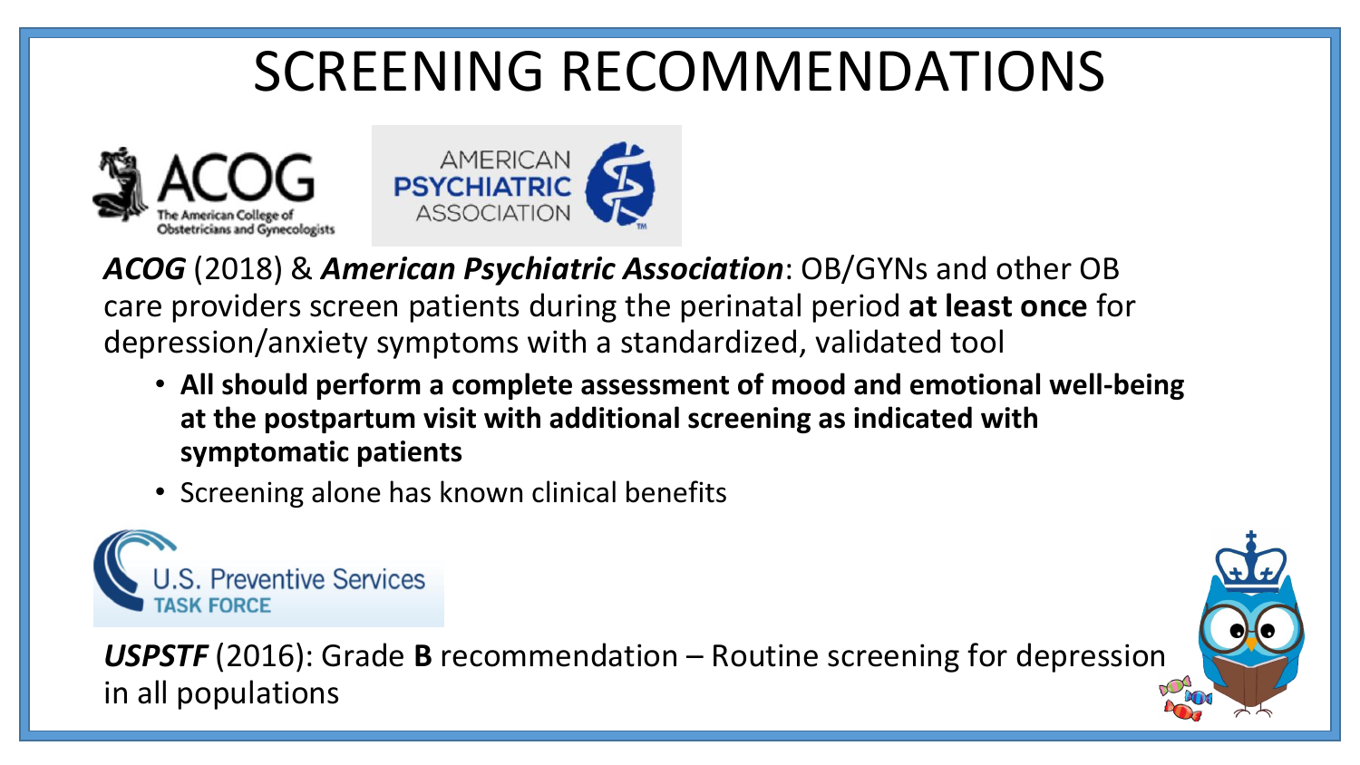# SCREENING RECOMMENDATIONS

***ACOG*** (2018) & ***American Psychiatric Association***: OB/GYNs and other OB care providers screen patients during the perinatal period **at least once** for depression/anxiety symptoms with a standardized, validated tool

- **All should perform a complete assessment of mood and emotional well-being at the postpartum visit with additional screening as indicated with symptomatic patients**
- Screening alone has known clinical benefits

***USPSTF*** (2016): Grade **B** recommendation – Routine screening for depression in all populations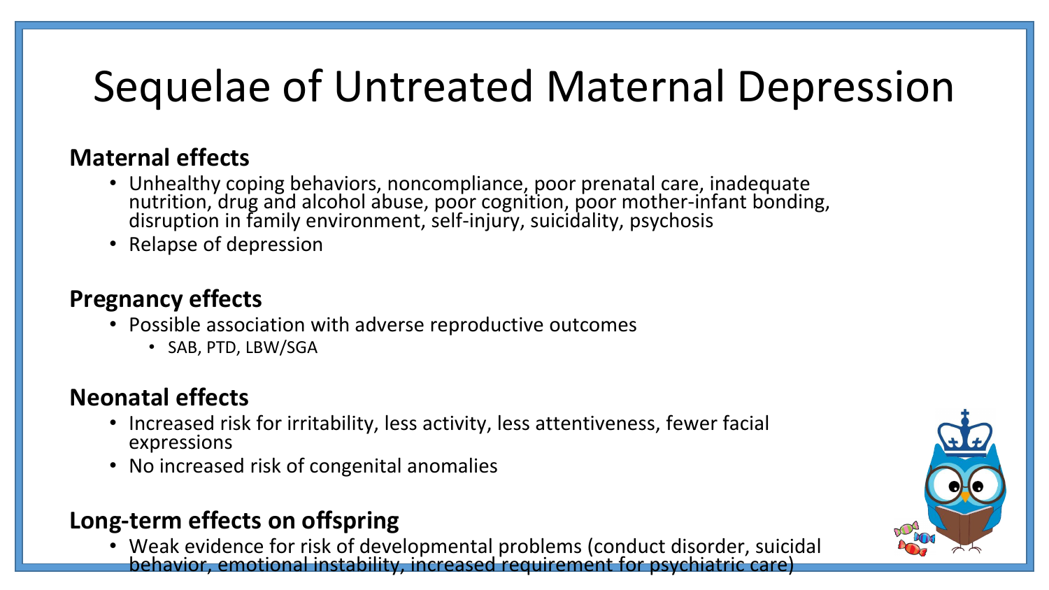# Sequelae of Untreated Maternal Depression

**Maternal effects**

- Unhealthy coping behaviors, noncompliance, poor prenatal care, inadequate nutrition, drug and alcohol abuse, poor cognition, poor mother-infant bonding, disruption in family environment, self-injury, suicidality, psychosis
- Relapse of depression

**Pregnancy effects**

- Possible association with adverse reproductive outcomes
  - SAB, PTD, LBW/SGA

**Neonatal effects**

- Increased risk for irritability, less activity, less attentiveness, fewer facial expressions
- No increased risk of congenital anomalies

**Long-term effects on offspring**

- Weak evidence for risk of developmental problems (conduct disorder, suicidal behavior, emotional instability, increased requirement for psychiatric care)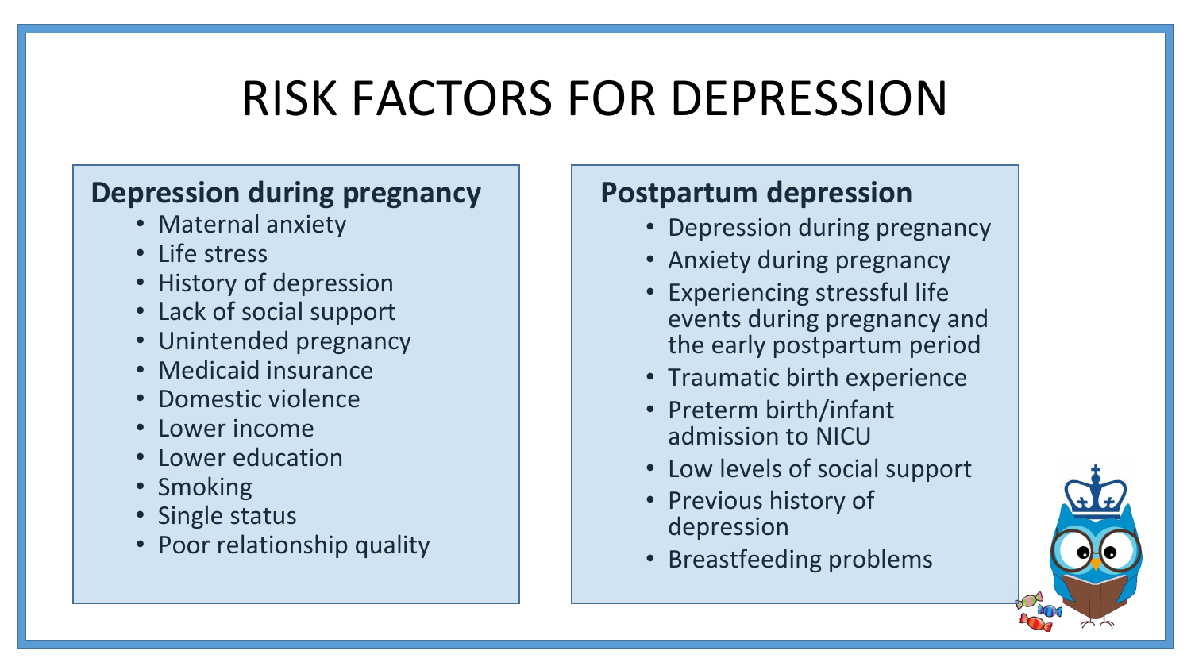# RISK FACTORS FOR DEPRESSION

## Depression during pregnancy

- Maternal anxiety
- Life stress
- History of depression
- Lack of social support
- Unintended pregnancy
- Medicaid insurance
- Domestic violence
- Lower income
- Lower education
- Smoking
- Single status
- Poor relationship quality

## Postpartum depression

- Depression during pregnancy
- Anxiety during pregnancy
- Experiencing stressful life events during pregnancy and the early postpartum period
- Traumatic birth experience
- Preterm birth/infant admission to NICU
- Low levels of social support
- Previous history of depression
- Breastfeeding problems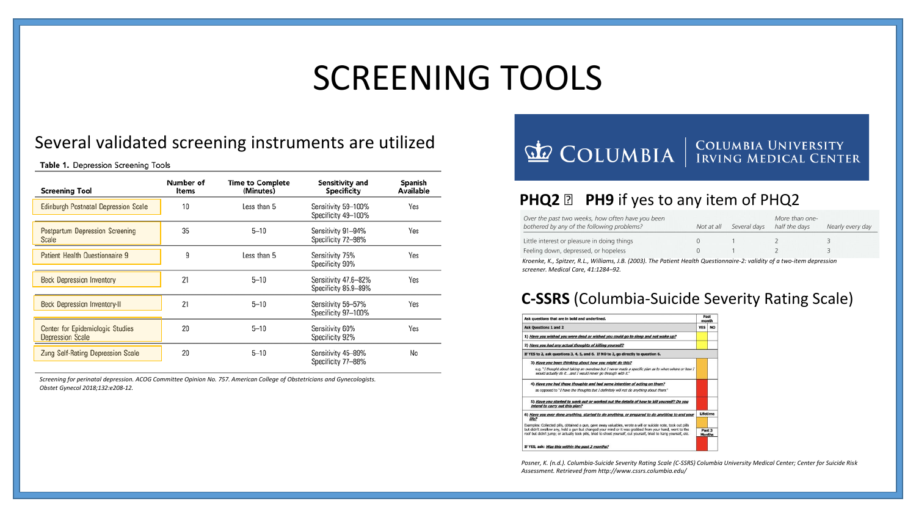# SCREENING TOOLS

Several validated screening instruments are utilized

**Table 1.** Depression Screening Tools

| Screening Tool | Number of Items | Time to Complete (Minutes) | Sensitivity and Specificity | Spanish Available |
|---|---|---|---|---|
| Edinburgh Postnatal Depression Scale | 10 | Less than 5 | Sensitivity 59–100% Specificity 49–100% | Yes |
| Postpartum Depression Screening Scale | 35 | 5–10 | Sensitivity 91–94% Specificity 72–98% | Yes |
| Patient Health Questionnaire 9 | 9 | Less than 5 | Sensitivity 75% Specificity 90% | Yes |
| Beck Depression Inventory | 21 | 5–10 | Sensitivity 47.6–82% Specificity 85.9–89% | Yes |
| Beck Depression Inventory-II | 21 | 5–10 | Sensitivity 56–57% Specificity 97–100% | Yes |
| Center for Epidemiologic Studies Depression Scale | 20 | 5–10 | Sensitivity 60% Specificity 92% | Yes |
| Zung Self-Rating Depression Scale | 20 | 5–10 | Sensitivity 45–89% Specificity 77–88% | No |

*Screening for perinatal depression. ACOG Committee Opinion No. 757. American College of Obstetricians and Gynecologists. Obstet Gynecol 2018;132:e208-12.*

COLUMBIA | COLUMBIA UNIVERSITY IRVING MEDICAL CENTER

## PHQ2 → PH9 if yes to any item of PHQ2

| Over the past two weeks, how often have you been bothered by any of the following problems? | Not at all | Several days | More than one-half the days | Nearly every day |
|---|---|---|---|---|
| Little interest or pleasure in doing things | 0 | 1 | 2 | 3 |
| Feeling down, depressed, or hopeless | 0 | 1 | 2 | 3 |

*Kroenke, K., Spitzer, R.L., Williams, J.B. (2003). The Patient Health Questionnaire-2: validity of a two-item depression screener. Medical Care, 41:1284–92.*

## **C-SSRS** (Columbia-Suicide Severity Rating Scale)

| Ask questions that are in bold and underlined. | Past month | |
|---|---|---|
| **Ask Questions 1 and 2** | **YES** | **NO** |
| 1) **Have you wished you were dead or wished you could go to sleep and not wake up?** | | |
| 2) **Have you had any actual thoughts of killing yourself?** | | |
| **If YES to 2, ask questions 3, 4, 5, and 6. If NO to 2, go directly to question 6.** | | |
| 3) **Have you been thinking about how you might do this?** e.g. "I thought about taking an overdose but I never made a specific plan as to when where or how I would actually do it....and I would never go through with it." | | |
| 4) **Have you had these thoughts and had some intention of acting on them?** as opposed to "I have the thoughts but I definitely will not do anything about them." | | |
| 5) **Have you started to work out or worked out the details of how to kill yourself? Do you intend to carry out this plan?** | | |
| 6) **Have you ever done anything, started to do anything, or prepared to do anything to end your life?** Examples: Collected pills, obtained a gun, gave away valuables, wrote a will or suicide note, took out pills but didn't swallow any, held a gun but changed your mind or it was grabbed from your hand, went to the roof but didn't jump; or actually took pills, tried to shoot yourself, cut yourself, tried to hang yourself, etc. | Lifetime | |
| **If YES, ask: Was this within the past 3 months?** | Past 3 Months | |

*Posner, K. (n.d.). Columbia-Suicide Severity Rating Scale (C-SSRS) Columbia University Medical Center; Center for Suicide Risk Assessment. Retrieved from http://www.cssrs.columbia.edu/*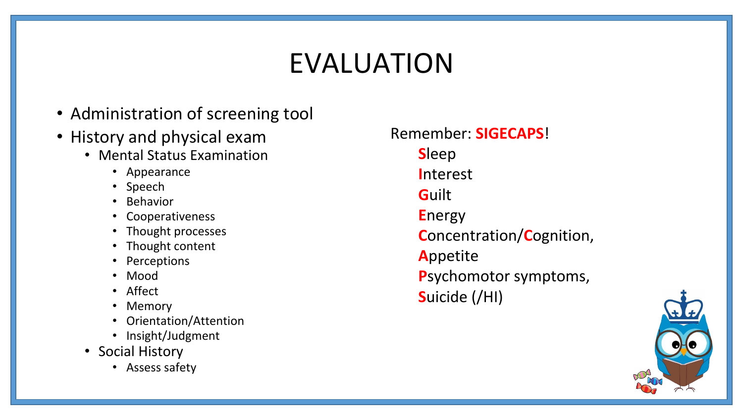# EVALUATION

- Administration of screening tool
- History and physical exam
  - Mental Status Examination
    - Appearance
    - Speech
    - Behavior
    - Cooperativeness
    - Thought processes
    - Thought content
    - Perceptions
    - Mood
    - Affect
    - Memory
    - Orientation/Attention
    - Insight/Judgment
  - Social History
    - Assess safety

Remember: **SIGECAPS**!

**S**leep
**I**nterest
**G**uilt
**E**nergy
**C**oncentration/**C**ognition,
**A**ppetite
**P**sychomotor symptoms,
**S**uicide (/HI)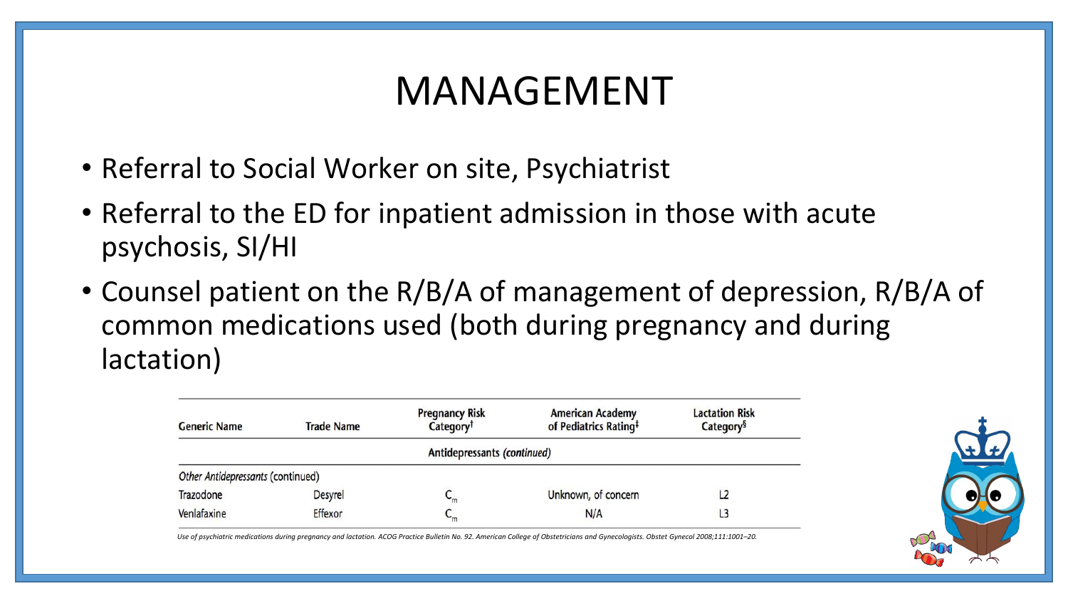# MANAGEMENT

- Referral to Social Worker on site, Psychiatrist
- Referral to the ED for inpatient admission in those with acute psychosis, SI/HI
- Counsel patient on the R/B/A of management of depression, R/B/A of common medications used (both during pregnancy and during lactation)

| Generic Name | Trade Name | Pregnancy Risk Category[†] | American Academy of Pediatrics Rating[‡] | Lactation Risk Category[§] |
|---|---|---|---|---|
| | | Antidepressants *(continued)* | | |
| *Other Antidepressants* (continued) | | | | |
| Trazodone | Desyrel | $C_m$ | Unknown, of concern | L2 |
| Venlafaxine | Effexor | $C_m$ | N/A | L3 |

*Use of psychiatric medications during pregnancy and lactation. ACOG Practice Bulletin No. 92. American College of Obstetricians and Gynecologists. Obstet Gynecol 2008;111:1001–20.*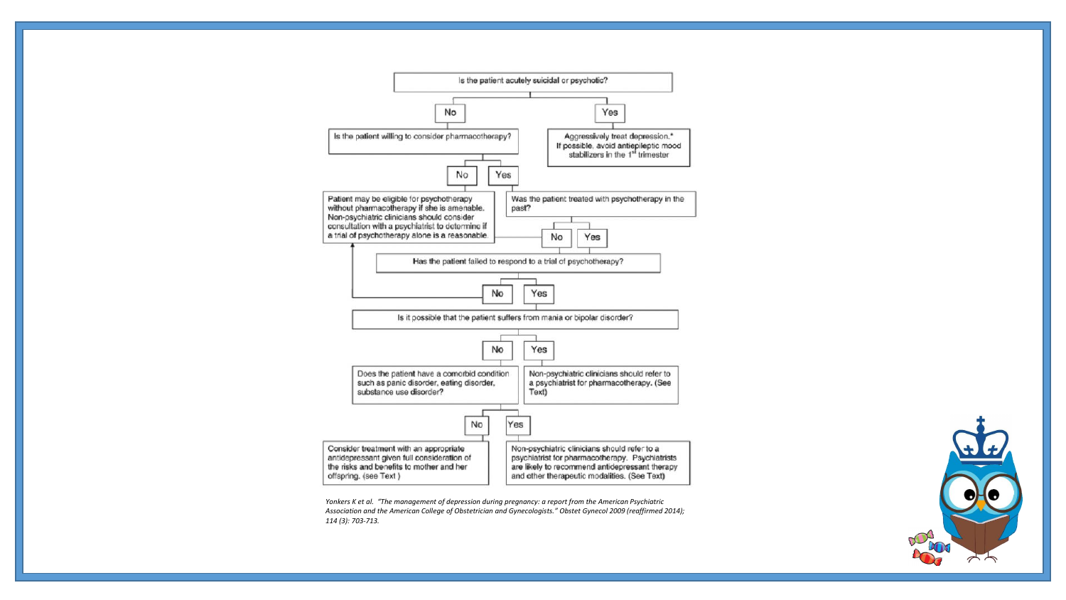Is the patient acutely suicidal or psychotic?

- **No** → Is the patient willing to consider pharmacotherapy?
  - **No** → Patient may be eligible for psychotherapy without pharmacotherapy if she is amenable. Non-psychiatric clinicians should consider consultation with a psychiatrist to determine if a trial of psychotherapy alone is a reasonable.
  - **Yes** → Was the patient treated with psychotherapy in the past?
    - **No** → Patient may be eligible for psychotherapy without pharmacotherapy if she is amenable. Non-psychiatric clinicians should consider consultation with a psychiatrist to determine if a trial of psychotherapy alone is a reasonable.
    - **Yes** → Has the patient failed to respond to a trial of psychotherapy?
      - **No** → Patient may be eligible for psychotherapy without pharmacotherapy if she is amenable. Non-psychiatric clinicians should consider consultation with a psychiatrist to determine if a trial of psychotherapy alone is a reasonable.
      - **Yes** → Is it possible that the patient suffers from mania or bipolar disorder?
        - **No** → Does the patient have a comorbid condition such as panic disorder, eating disorder, substance use disorder?
          - **No** → Consider treatment with an appropriate antidepressant given full consideration of the risks and benefits to mother and her offspring. (see Text )
          - **Yes** → Non-psychiatric clinicians should refer to a psychiatrist for pharmacotherapy. Psychiatrists are likely to recommend antidepressant therapy and other therapeutic modalities. (See Text)
        - **Yes** → Non-psychiatric clinicians should refer to a psychiatrist for pharmacotherapy. (See Text)
- **Yes** → Aggressively treat depression.* If possible, avoid antiepileptic mood stabilizers in the 1[st] trimester

*Yonkers K et al. "The management of depression during pregnancy: a report from the American Psychiatric Association and the American College of Obstetrician and Gynecologists." Obstet Gynecol 2009 (reaffirmed 2014); 114 (3): 703-713.*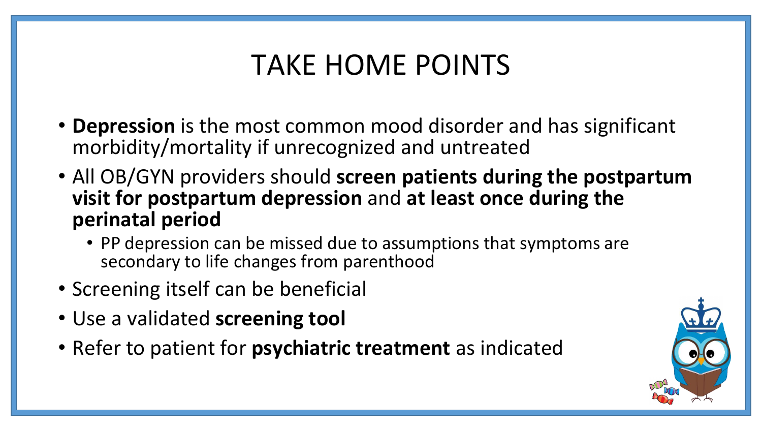# TAKE HOME POINTS

- **Depression** is the most common mood disorder and has significant morbidity/mortality if unrecognized and untreated
- All OB/GYN providers should **screen patients during the postpartum visit for postpartum depression** and **at least once during the perinatal period**
  - PP depression can be missed due to assumptions that symptoms are secondary to life changes from parenthood
- Screening itself can be beneficial
- Use a validated **screening tool**
- Refer to patient for **psychiatric treatment** as indicated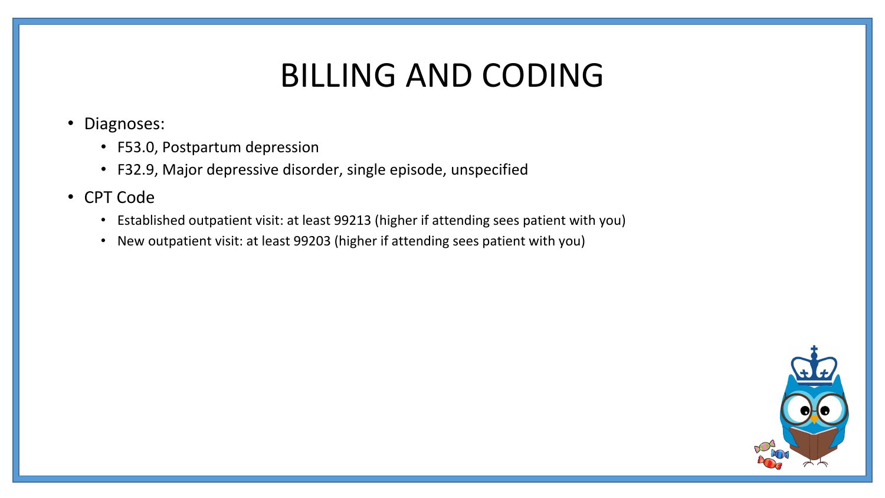# BILLING AND CODING

- Diagnoses:
  - F53.0, Postpartum depression
  - F32.9, Major depressive disorder, single episode, unspecified
- CPT Code
  - Established outpatient visit: at least 99213 (higher if attending sees patient with you)
  - New outpatient visit: at least 99203 (higher if attending sees patient with you)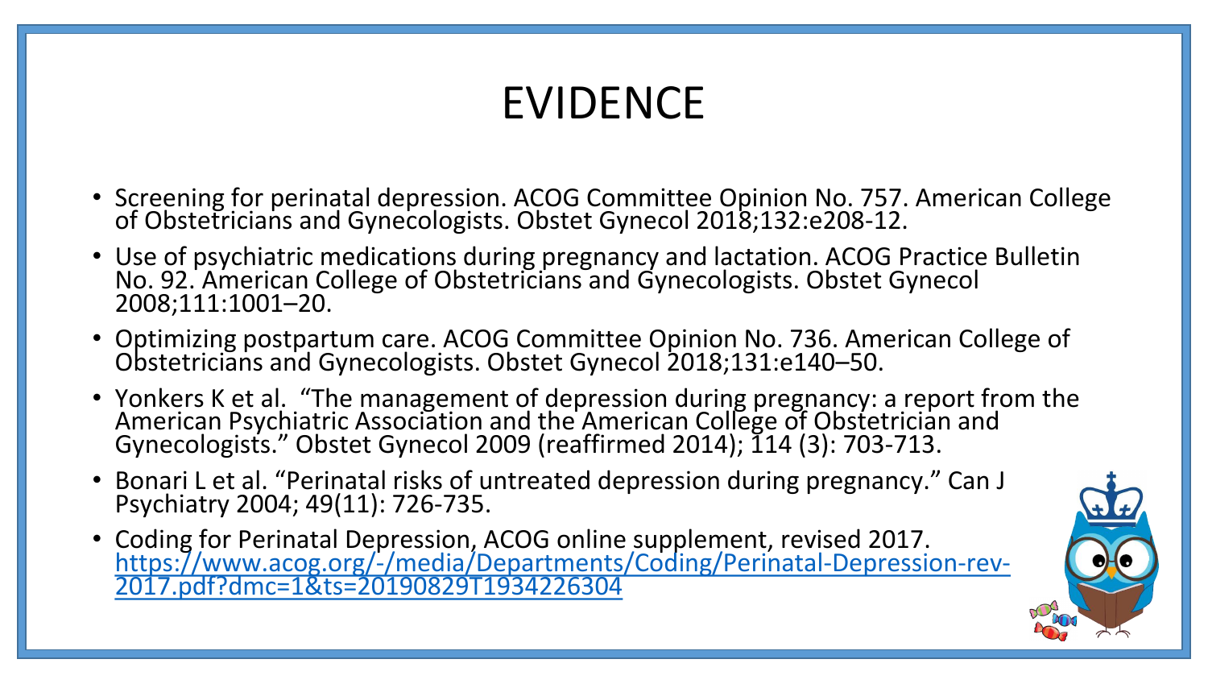# EVIDENCE

- Screening for perinatal depression. ACOG Committee Opinion No. 757. American College of Obstetricians and Gynecologists. Obstet Gynecol 2018;132:e208-12.
- Use of psychiatric medications during pregnancy and lactation. ACOG Practice Bulletin No. 92. American College of Obstetricians and Gynecologists. Obstet Gynecol 2008;111:1001–20.
- Optimizing postpartum care. ACOG Committee Opinion No. 736. American College of Obstetricians and Gynecologists. Obstet Gynecol 2018;131:e140–50.
- Yonkers K et al. "The management of depression during pregnancy: a report from the American Psychiatric Association and the American College of Obstetrician and Gynecologists." Obstet Gynecol 2009 (reaffirmed 2014); 114 (3): 703-713.
- Bonari L et al. "Perinatal risks of untreated depression during pregnancy." Can J Psychiatry 2004; 49(11): 726-735.
- Coding for Perinatal Depression, ACOG online supplement, revised 2017. [https://www.acog.org/-/media/Departments/Coding/Perinatal-Depression-rev-2017.pdf?dmc=1&ts=20190829T1934226304](https://www.acog.org/-/media/Departments/Coding/Perinatal-Depression-rev-2017.pdf?dmc=1&ts=20190829T1934226304)